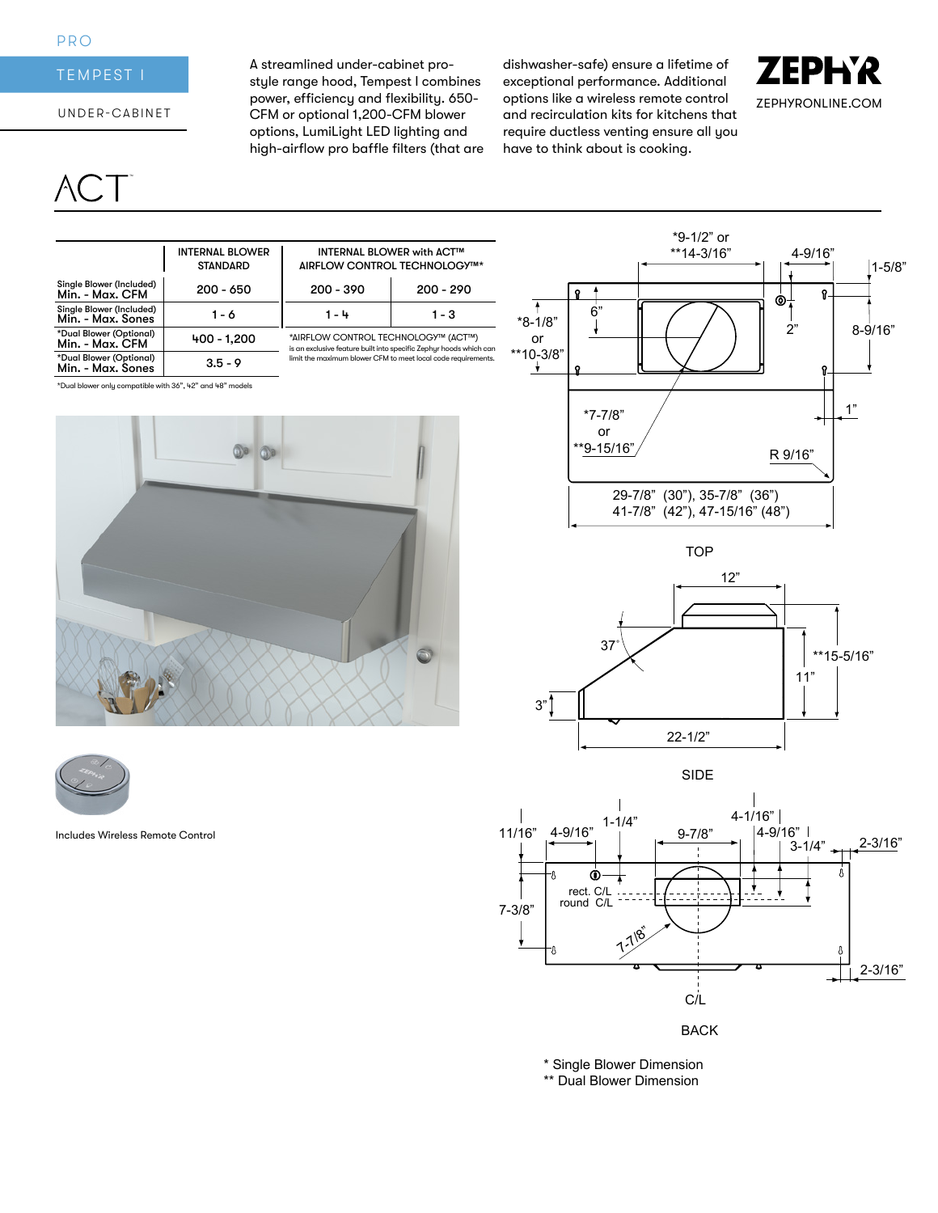PRO

# TEMPEST I

UNDER-CABINET

A streamlined under-cabinet pro-style range hood, Tempest I combines power, efficiency and flexibility. 650-CFM or optional 1,200-CFM blower options, LumiLight LED lighting and high-airflow pro baffle filters (that are dishwasher-safe) ensure a lifetime of exceptional performance. Additional options like a wireless remote control and recirculation kits for kitchens that require ductless venting ensure all you have to think about is cooking.

ZEPHYR

ZEPHYRONLINE.COM

ACT™

| | INTERNAL BLOWER STANDARD | INTERNAL BLOWER with ACT™ AIRFLOW CONTROL TECHNOLOGY™* | |
|---|---|---|---|
| Single Blower (Included) Min. - Max. CFM | 200 - 650 | 200 - 390 | 200 - 290 |
| Single Blower (Included) Min. - Max. Sones | 1 - 6 | 1 - 4 | 1 - 3 |
| *Dual Blower (Optional) Min. - Max. CFM | 400 - 1,200 | *AIRFLOW CONTROL TECHNOLOGY™ (ACT™) is an exclusive feature built into specific Zephyr hoods which can limit the maximum blower CFM to meet local code requirements. | |
| *Dual Blower (Optional) Min. - Max. Sones | 3.5 - 9 | | |

*Dual blower only compatible with 36", 42" and 48" models

Includes Wireless Remote Control

TOP: *9-1/2" or **14-3/16"; 4-9/16"; 1-5/8"; *8-1/8" or **10-3/8"; 6"; 2"; 8-9/16"; 1"; *7-7/8" or **9-15/16"; R 9/16"; 29-7/8" (30"), 35-7/8" (36"), 41-7/8" (42"), 47-15/16" (48")

SIDE: 12"; 37°; **15-5/16"; 11"; 3"; 22-1/2"

BACK: 11/16"; 4-9/16"; 1-1/4"; 9-7/8"; 4-1/16"; 4-9/16"; 3-1/4"; 2-3/16"; 7-3/8"; rect. C/L; round C/L; 7-7/8"; 2-3/16"; C/L

\* Single Blower Dimension
\*\* Dual Blower Dimension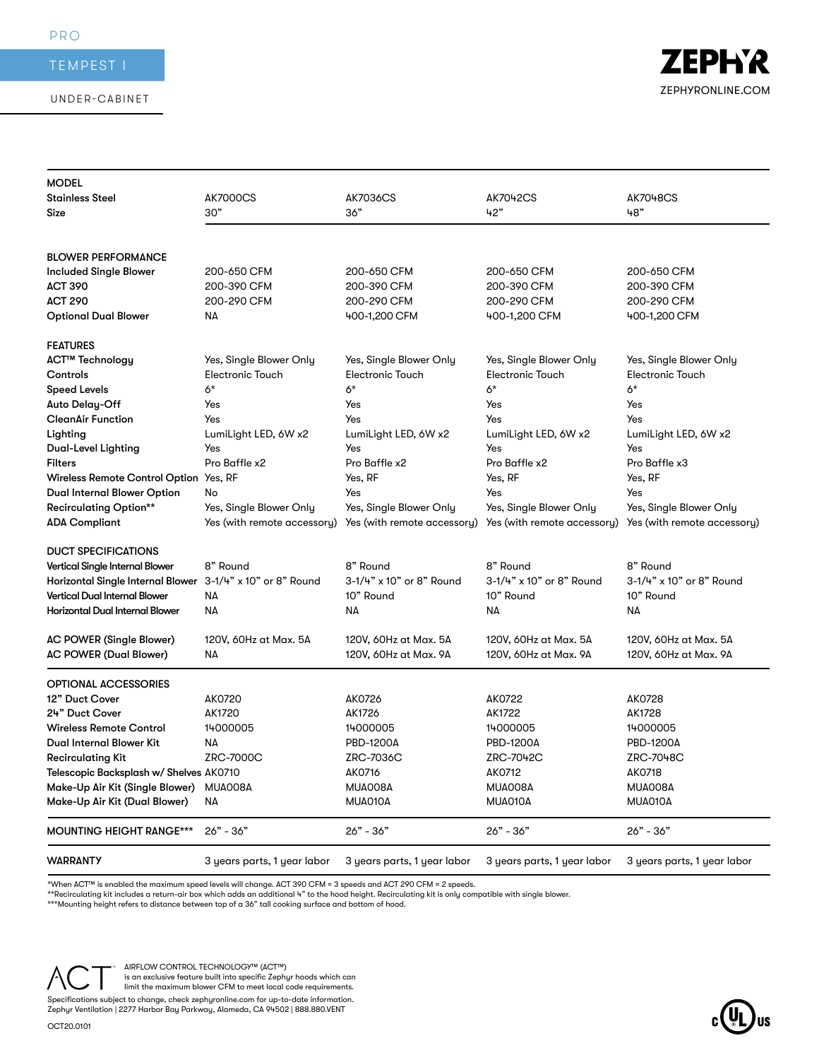PRO

TEMPEST I

UNDER-CABINET

ZEPHYR

ZEPHYRONLINE.COM

| MODEL | | | | |
|---|---|---|---|---|
| Stainless Steel | AK7000CS | AK7036CS | AK7042CS | AK7048CS |
| Size | 30” | 36” | 42” | 48” |
| **BLOWER PERFORMANCE** | | | | |
| Included Single Blower | 200-650 CFM | 200-650 CFM | 200-650 CFM | 200-650 CFM |
| ACT 390 | 200-390 CFM | 200-390 CFM | 200-390 CFM | 200-390 CFM |
| ACT 290 | 200-290 CFM | 200-290 CFM | 200-290 CFM | 200-290 CFM |
| Optional Dual Blower | NA | 400-1,200 CFM | 400-1,200 CFM | 400-1,200 CFM |
| **FEATURES** | | | | |
| ACT™ Technology | Yes, Single Blower Only | Yes, Single Blower Only | Yes, Single Blower Only | Yes, Single Blower Only |
| Controls | Electronic Touch | Electronic Touch | Electronic Touch | Electronic Touch |
| Speed Levels | 6* | 6* | 6* | 6* |
| Auto Delay-Off | Yes | Yes | Yes | Yes |
| CleanAir Function | Yes | Yes | Yes | Yes |
| Lighting | LumiLight LED, 6W x2 | LumiLight LED, 6W x2 | LumiLight LED, 6W x2 | LumiLight LED, 6W x2 |
| Dual-Level Lighting | Yes | Yes | Yes | Yes |
| Filters | Pro Baffle x2 | Pro Baffle x2 | Pro Baffle x2 | Pro Baffle x3 |
| Wireless Remote Control Option | Yes, RF | Yes, RF | Yes, RF | Yes, RF |
| Dual Internal Blower Option | No | Yes | Yes | Yes |
| Recirculating Option** | Yes, Single Blower Only | Yes, Single Blower Only | Yes, Single Blower Only | Yes, Single Blower Only |
| ADA Compliant | Yes (with remote accessory) | Yes (with remote accessory) | Yes (with remote accessory) | Yes (with remote accessory) |
| **DUCT SPECIFICATIONS** | | | | |
| Vertical Single Internal Blower | 8” Round | 8” Round | 8” Round | 8” Round |
| Horizontal Single Internal Blower | 3-1/4” x 10” or 8” Round | 3-1/4” x 10” or 8” Round | 3-1/4” x 10” or 8” Round | 3-1/4” x 10” or 8” Round |
| Vertical Dual Internal Blower | NA | 10” Round | 10” Round | 10” Round |
| Horizontal Dual Internal Blower | NA | NA | NA | NA |
| AC POWER (Single Blower) | 120V, 60Hz at Max. 5A | 120V, 60Hz at Max. 5A | 120V, 60Hz at Max. 5A | 120V, 60Hz at Max. 5A |
| AC POWER (Dual Blower) | NA | 120V, 60Hz at Max. 9A | 120V, 60Hz at Max. 9A | 120V, 60Hz at Max. 9A |
| **OPTIONAL ACCESSORIES** | | | | |
| 12” Duct Cover | AK0720 | AK0726 | AK0722 | AK0728 |
| 24” Duct Cover | AK1720 | AK1726 | AK1722 | AK1728 |
| Wireless Remote Control | 14000005 | 14000005 | 14000005 | 14000005 |
| Dual Internal Blower Kit | NA | PBD-1200A | PBD-1200A | PBD-1200A |
| Recirculating Kit | ZRC-7000C | ZRC-7036C | ZRC-7042C | ZRC-7048C |
| Telescopic Backsplash w/ Shelves | AK0710 | AK0716 | AK0712 | AK0718 |
| Make-Up Air Kit (Single Blower) | MUA008A | MUA008A | MUA008A | MUA008A |
| Make-Up Air Kit (Dual Blower) | NA | MUA010A | MUA010A | MUA010A |
| **MOUNTING HEIGHT RANGE*** ** | 26” - 36” | 26” - 36” | 26” - 36” | 26” - 36” |
| **WARRANTY** | 3 years parts, 1 year labor | 3 years parts, 1 year labor | 3 years parts, 1 year labor | 3 years parts, 1 year labor |

*When ACT™ is enabled the maximum speed levels will change. ACT 390 CFM = 3 speeds and ACT 290 CFM = 2 speeds.
**Recirculating kit includes a return-air box which adds an additional 4” to the hood height. Recirculating kit is only compatible with single blower.
***Mounting height refers to distance between top of a 36” tall cooking surface and bottom of hood.

ACT™ AIRFLOW CONTROL TECHNOLOGY™ (ACT™) is an exclusive feature built into specific Zephyr hoods which can limit the maximum blower CFM to meet local code requirements.

Specifications subject to change, check zephyronline.com for up-to-date information.
Zephyr Ventilation | 2277 Harbor Bay Parkway, Alameda, CA 94502 | 888.880.VENT

OCT20.0101

c UL us